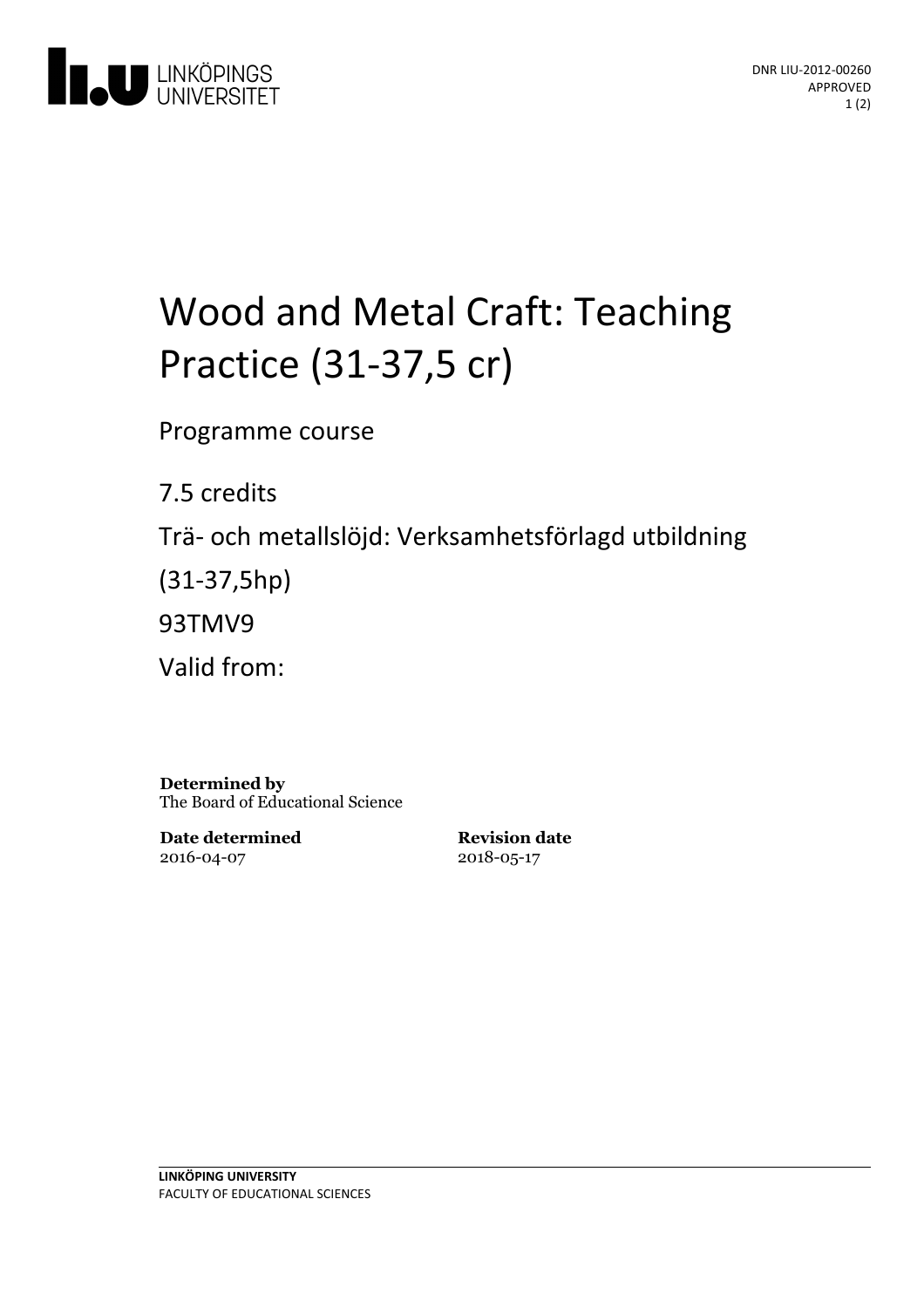LINKÖPINGS UNIVERSITET

DNR LIU-2012-00260
APPROVED

# Wood and Metal Craft: Teaching Practice (31-37,5 cr)

Programme course

7.5 credits

Trä- och metallslöjd: Verksamhetsförlagd utbildning (31-37,5hp)

93TMV9

Valid from:

**Determined by**
The Board of Educational Science

**Date determined**
2016-04-07

**Revision date**
2018-05-17

**LINKÖPING UNIVERSITY**
FACULTY OF EDUCATIONAL SCIENCES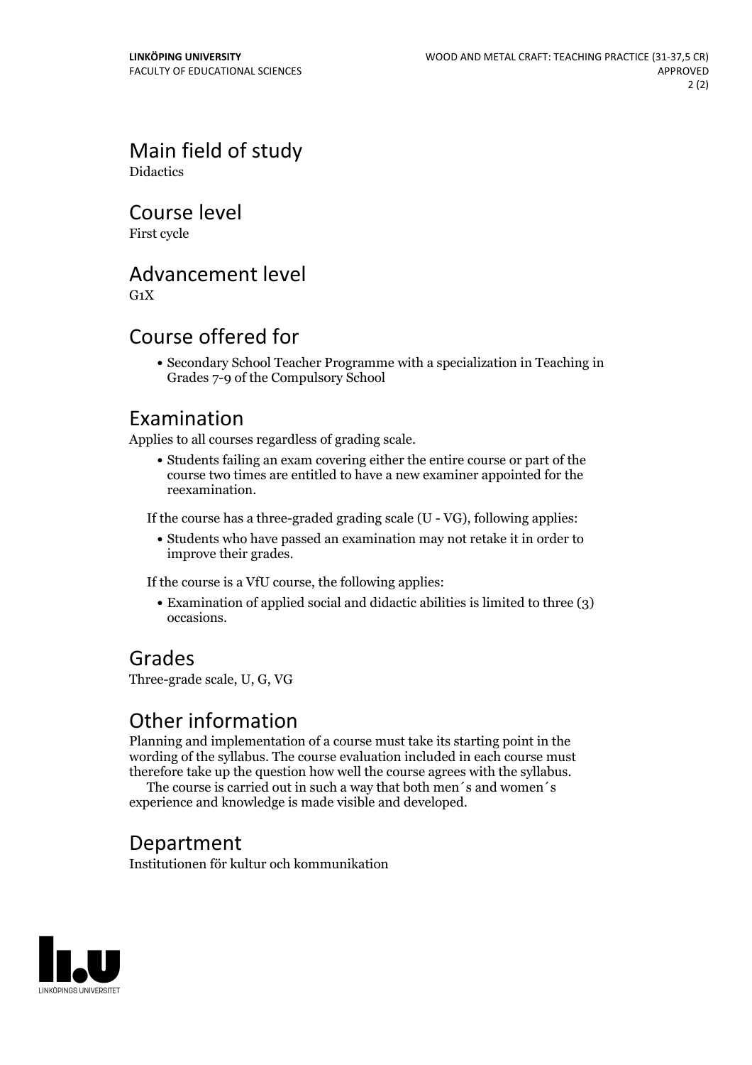## Main field of study

Didactics

## Course level

First cycle

## Advancement level

G1X

## Course offered for

- Secondary School Teacher Programme with a specialization in Teaching in Grades 7-9 of the Compulsory School

## Examination

Applies to all courses regardless of grading scale.

- Students failing an exam covering either the entire course or part of the course two times are entitled to have a new examiner appointed for the reexamination.

If the course has a three-graded grading scale (U - VG), following applies:

- Students who have passed an examination may not retake it in order to improve their grades.

If the course is a VfU course, the following applies:

- Examination of applied social and didactic abilities is limited to three (3) occasions.

## Grades

Three-grade scale, U, G, VG

## Other information

Planning and implementation of a course must take its starting point in the wording of the syllabus. The course evaluation included in each course must therefore take up the question how well the course agrees with the syllabus.

The course is carried out in such a way that both men´s and women´s experience and knowledge is made visible and developed.

## Department

Institutionen för kultur och kommunikation